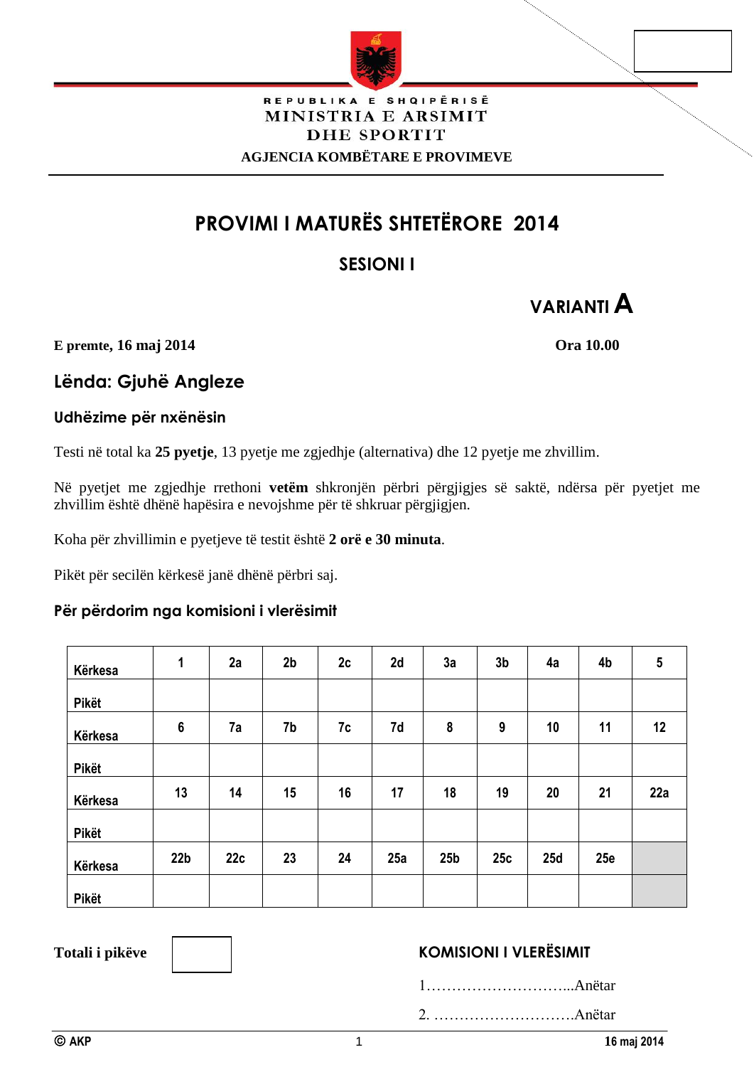REPUBLIKA E SHQIPËRISË
MINISTRIA E ARSIMIT
DHE SPORTIT
AGJENCIA KOMBËTARE E PROVIMEVE

# PROVIMI I MATURËS SHTETËRORE 2014

## SESIONI I

**VARIANTI A**

**E premte, 16 maj 2014** **Ora 10.00**

## Lënda: Gjuhë Angleze

### Udhëzime për nxënësin

Testi në total ka **25 pyetje**, 13 pyetje me zgjedhje (alternativa) dhe 12 pyetje me zhvillim.

Në pyetjet me zgjedhje rrethoni **vetëm** shkronjën përbri përgjigjes së saktë, ndërsa për pyetjet me zhvillim është dhënë hapësira e nevojshme për të shkruar përgjigjen.

Koha për zhvillimin e pyetjeve të testit është **2 orë e 30 minuta**.

Pikët për secilën kërkesë janë dhënë përbri saj.

### Për përdorim nga komisioni i vlerësimit

| | | | | | | | | | | |
|---|---|---|---|---|---|---|---|---|---|---|
| Kërkesa | 1 | 2a | 2b | 2c | 2d | 3a | 3b | 4a | 4b | 5 |
| Pikët | | | | | | | | | | |
| Kërkesa | 6 | 7a | 7b | 7c | 7d | 8 | 9 | 10 | 11 | 12 |
| Pikët | | | | | | | | | | |
| Kërkesa | 13 | 14 | 15 | 16 | 17 | 18 | 19 | 20 | 21 | 22a |
| Pikët | | | | | | | | | | |
| Kërkesa | 22b | 22c | 23 | 24 | 25a | 25b | 25c | 25d | 25e | |
| Pikët | | | | | | | | | | |

**Totali i pikëve**

**KOMISIONI I VLERËSIMIT**

1………………………...Anëtar

2. ……………………….Anëtar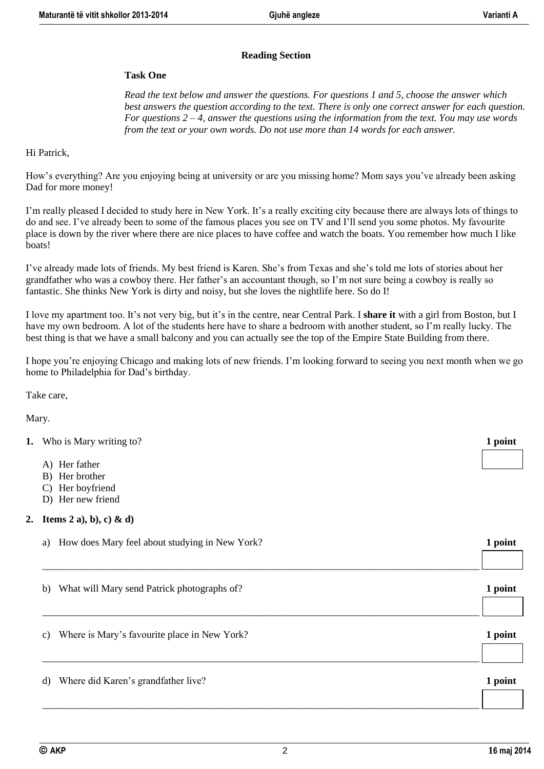## Reading Section

### Task One

*Read the text below and answer the questions. For questions 1 and 5, choose the answer which best answers the question according to the text. There is only one correct answer for each question. For questions 2 – 4, answer the questions using the information from the text. You may use words from the text or your own words. Do not use more than 14 words for each answer.*

Hi Patrick,

How's everything? Are you enjoying being at university or are you missing home? Mom says you've already been asking Dad for more money!

I'm really pleased I decided to study here in New York. It's a really exciting city because there are always lots of things to do and see. I've already been to some of the famous places you see on TV and I'll send you some photos. My favourite place is down by the river where there are nice places to have coffee and watch the boats. You remember how much I like boats!

I've already made lots of friends. My best friend is Karen. She's from Texas and she's told me lots of stories about her grandfather who was a cowboy there. Her father's an accountant though, so I'm not sure being a cowboy is really so fantastic. She thinks New York is dirty and noisy, but she loves the nightlife here. So do I!

I love my apartment too. It's not very big, but it's in the centre, near Central Park. I **share it** with a girl from Boston, but I have my own bedroom. A lot of the students here have to share a bedroom with another student, so I'm really lucky. The best thing is that we have a small balcony and you can actually see the top of the Empire State Building from there.

I hope you're enjoying Chicago and making lots of new friends. I'm looking forward to seeing you next month when we go home to Philadelphia for Dad's birthday.

Take care,

Mary.

**1.** Who is Mary writing to? **1 point**

A) Her father
B) Her brother
C) Her boyfriend
D) Her new friend

**2. Items 2 a), b), c) & d)**

a) How does Mary feel about studying in New York? **1 point**

______________________________________________________________________

b) What will Mary send Patrick photographs of? **1 point**

______________________________________________________________________

c) Where is Mary's favourite place in New York? **1 point**

______________________________________________________________________

d) Where did Karen's grandfather live? **1 point**

______________________________________________________________________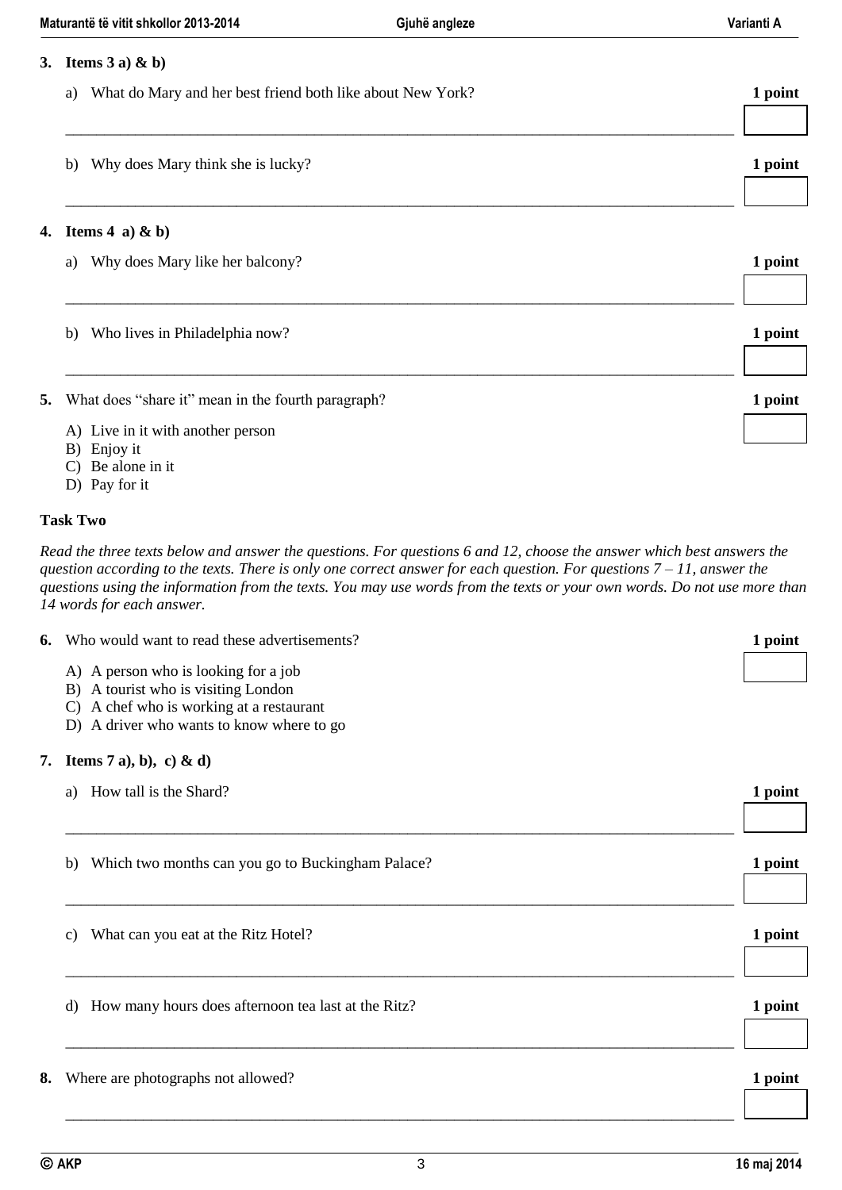**3. Items 3 a) & b)**

a) What do Mary and her best friend both like about New York? **1 point**

\_\_\_\_\_\_\_\_\_\_\_\_\_\_\_\_\_\_\_\_\_\_\_\_\_\_\_\_\_\_\_\_\_\_\_\_\_\_\_\_\_\_\_\_\_\_\_\_\_\_\_\_\_\_\_\_\_\_\_\_\_\_\_\_\_\_\_\_\_\_\_\_\_\_\_\_

b) Why does Mary think she is lucky? **1 point**

\_\_\_\_\_\_\_\_\_\_\_\_\_\_\_\_\_\_\_\_\_\_\_\_\_\_\_\_\_\_\_\_\_\_\_\_\_\_\_\_\_\_\_\_\_\_\_\_\_\_\_\_\_\_\_\_\_\_\_\_\_\_\_\_\_\_\_\_\_\_\_\_\_\_\_\_

**4. Items 4 a) & b)**

a) Why does Mary like her balcony? **1 point**

\_\_\_\_\_\_\_\_\_\_\_\_\_\_\_\_\_\_\_\_\_\_\_\_\_\_\_\_\_\_\_\_\_\_\_\_\_\_\_\_\_\_\_\_\_\_\_\_\_\_\_\_\_\_\_\_\_\_\_\_\_\_\_\_\_\_\_\_\_\_\_\_\_\_\_\_

b) Who lives in Philadelphia now? **1 point**

\_\_\_\_\_\_\_\_\_\_\_\_\_\_\_\_\_\_\_\_\_\_\_\_\_\_\_\_\_\_\_\_\_\_\_\_\_\_\_\_\_\_\_\_\_\_\_\_\_\_\_\_\_\_\_\_\_\_\_\_\_\_\_\_\_\_\_\_\_\_\_\_\_\_\_\_

**5.** What does "share it" mean in the fourth paragraph? **1 point**

A) Live in it with another person
B) Enjoy it
C) Be alone in it
D) Pay for it

### Task Two

*Read the three texts below and answer the questions. For questions 6 and 12, choose the answer which best answers the question according to the texts. There is only one correct answer for each question. For questions 7 – 11, answer the questions using the information from the texts. You may use words from the texts or your own words. Do not use more than 14 words for each answer.*

**6.** Who would want to read these advertisements? **1 point**

A) A person who is looking for a job
B) A tourist who is visiting London
C) A chef who is working at a restaurant
D) A driver who wants to know where to go

**7. Items 7 a), b), c) & d)**

a) How tall is the Shard? **1 point**

\_\_\_\_\_\_\_\_\_\_\_\_\_\_\_\_\_\_\_\_\_\_\_\_\_\_\_\_\_\_\_\_\_\_\_\_\_\_\_\_\_\_\_\_\_\_\_\_\_\_\_\_\_\_\_\_\_\_\_\_\_\_\_\_\_\_\_\_\_\_\_\_\_\_\_\_

b) Which two months can you go to Buckingham Palace? **1 point**

\_\_\_\_\_\_\_\_\_\_\_\_\_\_\_\_\_\_\_\_\_\_\_\_\_\_\_\_\_\_\_\_\_\_\_\_\_\_\_\_\_\_\_\_\_\_\_\_\_\_\_\_\_\_\_\_\_\_\_\_\_\_\_\_\_\_\_\_\_\_\_\_\_\_\_\_

c) What can you eat at the Ritz Hotel? **1 point**

\_\_\_\_\_\_\_\_\_\_\_\_\_\_\_\_\_\_\_\_\_\_\_\_\_\_\_\_\_\_\_\_\_\_\_\_\_\_\_\_\_\_\_\_\_\_\_\_\_\_\_\_\_\_\_\_\_\_\_\_\_\_\_\_\_\_\_\_\_\_\_\_\_\_\_\_

d) How many hours does afternoon tea last at the Ritz? **1 point**

\_\_\_\_\_\_\_\_\_\_\_\_\_\_\_\_\_\_\_\_\_\_\_\_\_\_\_\_\_\_\_\_\_\_\_\_\_\_\_\_\_\_\_\_\_\_\_\_\_\_\_\_\_\_\_\_\_\_\_\_\_\_\_\_\_\_\_\_\_\_\_\_\_\_\_\_

**8.** Where are photographs not allowed? **1 point**

\_\_\_\_\_\_\_\_\_\_\_\_\_\_\_\_\_\_\_\_\_\_\_\_\_\_\_\_\_\_\_\_\_\_\_\_\_\_\_\_\_\_\_\_\_\_\_\_\_\_\_\_\_\_\_\_\_\_\_\_\_\_\_\_\_\_\_\_\_\_\_\_\_\_\_\_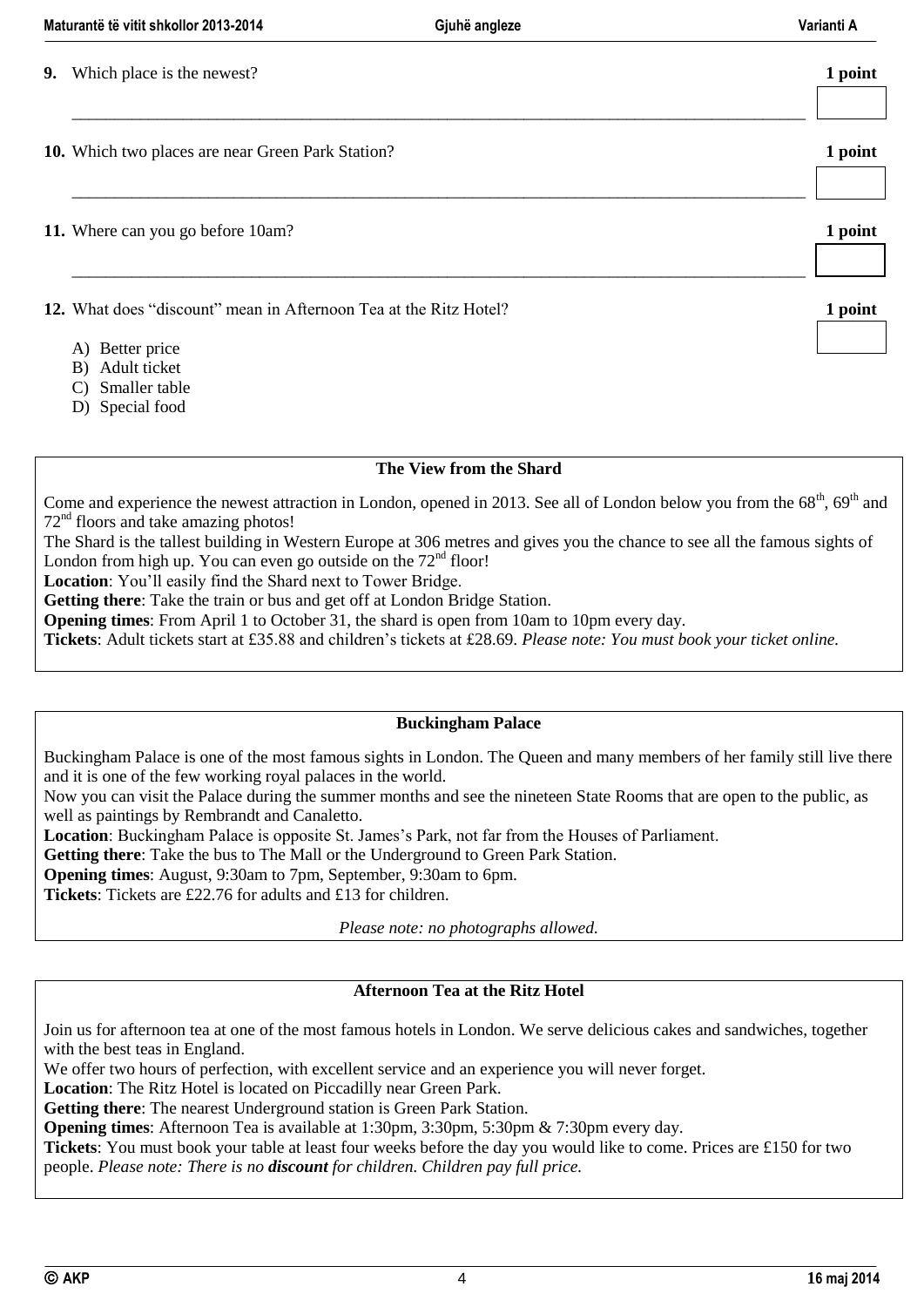**9.** Which place is the newest? **1 point**

\_\_\_\_\_\_\_\_\_\_\_\_\_\_\_\_\_\_\_\_\_\_\_\_\_\_\_\_\_\_\_\_\_\_\_\_\_\_\_\_\_\_\_\_\_\_\_\_\_\_\_\_\_\_\_\_\_\_\_\_

**10.** Which two places are near Green Park Station? **1 point**

\_\_\_\_\_\_\_\_\_\_\_\_\_\_\_\_\_\_\_\_\_\_\_\_\_\_\_\_\_\_\_\_\_\_\_\_\_\_\_\_\_\_\_\_\_\_\_\_\_\_\_\_\_\_\_\_\_\_\_\_

**11.** Where can you go before 10am? **1 point**

\_\_\_\_\_\_\_\_\_\_\_\_\_\_\_\_\_\_\_\_\_\_\_\_\_\_\_\_\_\_\_\_\_\_\_\_\_\_\_\_\_\_\_\_\_\_\_\_\_\_\_\_\_\_\_\_\_\_\_\_

**12.** What does "discount" mean in Afternoon Tea at the Ritz Hotel? **1 point**

A) Better price
B) Adult ticket
C) Smaller table
D) Special food

### The View from the Shard

Come and experience the newest attraction in London, opened in 2013. See all of London below you from the 68th, 69th and 72nd floors and take amazing photos!
The Shard is the tallest building in Western Europe at 306 metres and gives you the chance to see all the famous sights of London from high up. You can even go outside on the 72nd floor!
**Location**: You'll easily find the Shard next to Tower Bridge.
**Getting there**: Take the train or bus and get off at London Bridge Station.
**Opening times**: From April 1 to October 31, the shard is open from 10am to 10pm every day.
**Tickets**: Adult tickets start at £35.88 and children's tickets at £28.69. *Please note: You must book your ticket online.*

### Buckingham Palace

Buckingham Palace is one of the most famous sights in London. The Queen and many members of her family still live there and it is one of the few working royal palaces in the world.
Now you can visit the Palace during the summer months and see the nineteen State Rooms that are open to the public, as well as paintings by Rembrandt and Canaletto.
**Location**: Buckingham Palace is opposite St. James's Park, not far from the Houses of Parliament.
**Getting there**: Take the bus to The Mall or the Underground to Green Park Station.
**Opening times**: August, 9:30am to 7pm, September, 9:30am to 6pm.
**Tickets**: Tickets are £22.76 for adults and £13 for children.

*Please note: no photographs allowed.*

### Afternoon Tea at the Ritz Hotel

Join us for afternoon tea at one of the most famous hotels in London. We serve delicious cakes and sandwiches, together with the best teas in England.
We offer two hours of perfection, with excellent service and an experience you will never forget.
**Location**: The Ritz Hotel is located on Piccadilly near Green Park.
**Getting there**: The nearest Underground station is Green Park Station.
**Opening times**: Afternoon Tea is available at 1:30pm, 3:30pm, 5:30pm & 7:30pm every day.
**Tickets**: You must book your table at least four weeks before the day you would like to come. Prices are £150 for two people. *Please note: There is no* ***discount*** *for children. Children pay full price.*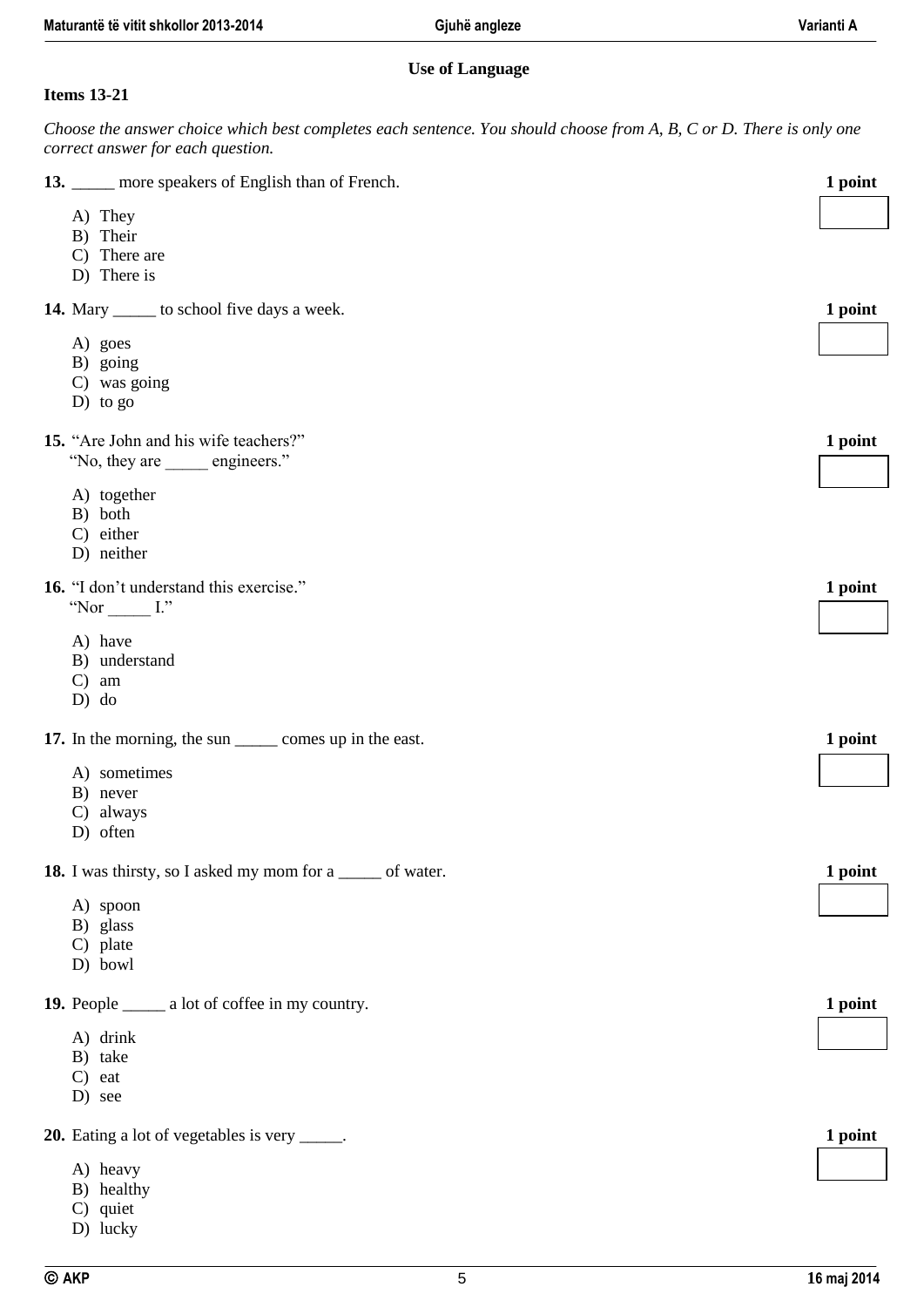### Use of Language

**Items 13-21**

*Choose the answer choice which best completes each sentence. You should choose from A, B, C or D. There is only one correct answer for each question.*

**13.** _____ more speakers of English than of French. **1 point**

A) They
B) Their
C) There are
D) There is

**14.** Mary _____ to school five days a week. **1 point**

A) goes
B) going
C) was going
D) to go

**15.** "Are John and his wife teachers?"
"No, they are _____ engineers." **1 point**

A) together
B) both
C) either
D) neither

**16.** "I don't understand this exercise."
"Nor _____ I." **1 point**

A) have
B) understand
C) am
D) do

**17.** In the morning, the sun _____ comes up in the east. **1 point**

A) sometimes
B) never
C) always
D) often

**18.** I was thirsty, so I asked my mom for a _____ of water. **1 point**

A) spoon
B) glass
C) plate
D) bowl

**19.** People _____ a lot of coffee in my country. **1 point**

A) drink
B) take
C) eat
D) see

**20.** Eating a lot of vegetables is very _____. **1 point**

A) heavy
B) healthy
C) quiet
D) lucky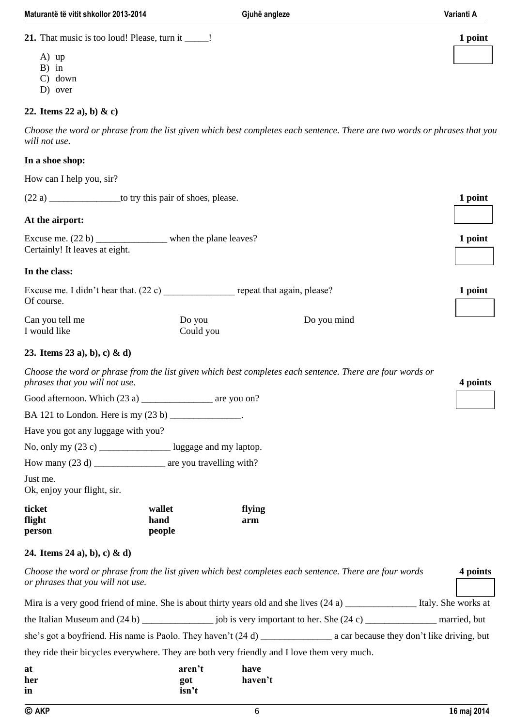**21.** That music is too loud! Please, turn it _____! **1 point**

A) up
B) in
C) down
D) over

**22. Items 22 a), b) & c)**

*Choose the word or phrase from the list given which best completes each sentence. There are two words or phrases that you will not use.*

**In a shoe shop:**

How can I help you, sir?

(22 a) _______________to try this pair of shoes, please. **1 point**

**At the airport:**

Excuse me. (22 b) _______________ when the plane leaves? **1 point**
Certainly! It leaves at eight.

**In the class:**

Excuse me. I didn't hear that. (22 c) _______________ repeat that again, please? **1 point**
Of course.

| | | |
|---|---|---|
| Can you tell me | Do you | Do you mind |
| I would like | Could you | |

**23. Items 23 a), b), c) & d)**

*Choose the word or phrase from the list given which best completes each sentence. There are four words or phrases that you will not use.* **4 points**

Good afternoon. Which (23 a) _______________ are you on?

BA 121 to London. Here is my (23 b) _______________.

Have you got any luggage with you?

No, only my (23 c) _______________ luggage and my laptop.

How many (23 d) _______________ are you travelling with?

Just me.
Ok, enjoy your flight, sir.

| | | |
|---|---|---|
| **ticket** | **wallet** | **flying** |
| **flight** | **hand** | **arm** |
| **person** | **people** | |

**24. Items 24 a), b), c) & d)**

*Choose the word or phrase from the list given which best completes each sentence. There are four words or phrases that you will not use.* **4 points**

Mira is a very good friend of mine. She is about thirty years old and she lives (24 a) _______________ Italy. She works at the Italian Museum and (24 b) _______________ job is very important to her. She (24 c) _______________ married, but she's got a boyfriend. His name is Paolo. They haven't (24 d) _______________ a car because they don't like driving, but they ride their bicycles everywhere. They are both very friendly and I love them very much.

| | | |
|---|---|---|
| **at** | **aren't** | **have** |
| **her** | **got** | **haven't** |
| **in** | **isn't** | |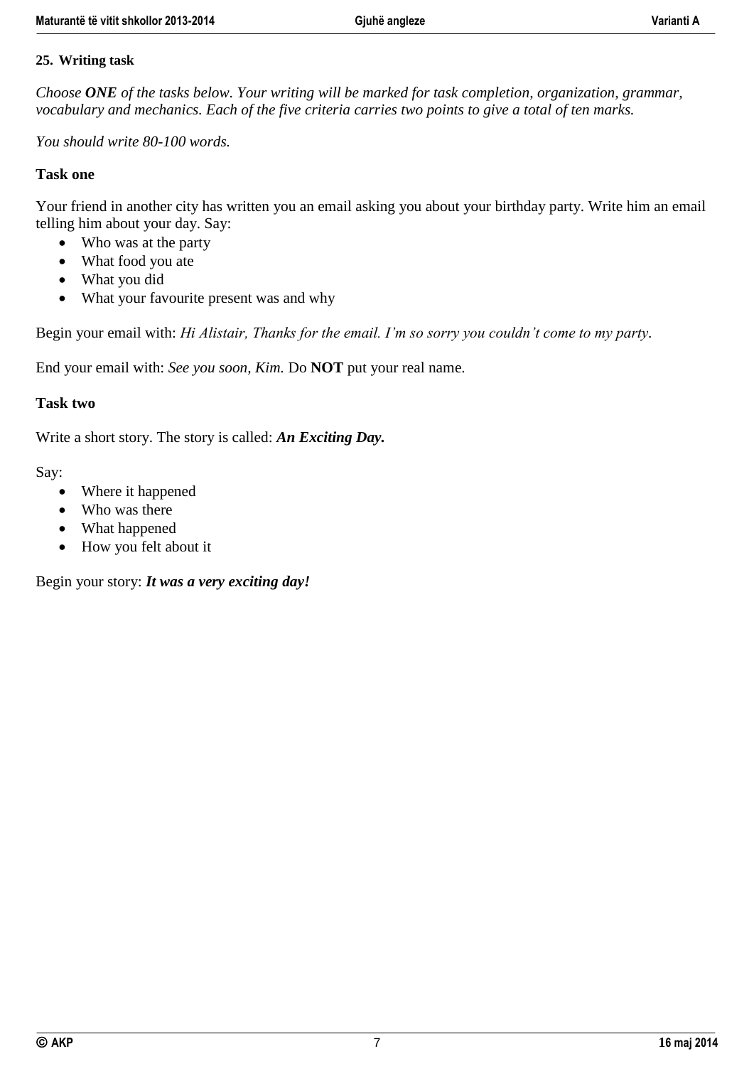**25. Writing task**

*Choose **ONE** of the tasks below. Your writing will be marked for task completion, organization, grammar, vocabulary and mechanics. Each of the five criteria carries two points to give a total of ten marks.*

*You should write 80-100 words.*

**Task one**

Your friend in another city has written you an email asking you about your birthday party. Write him an email telling him about your day. Say:

- Who was at the party
- What food you ate
- What you did
- What your favourite present was and why

Begin your email with: *Hi Alistair, Thanks for the email. I'm so sorry you couldn't come to my party*.

End your email with: *See you soon, Kim.* Do **NOT** put your real name.

**Task two**

Write a short story. The story is called: ***An Exciting Day.***

Say:

- Where it happened
- Who was there
- What happened
- How you felt about it

Begin your story: ***It was a very exciting day!***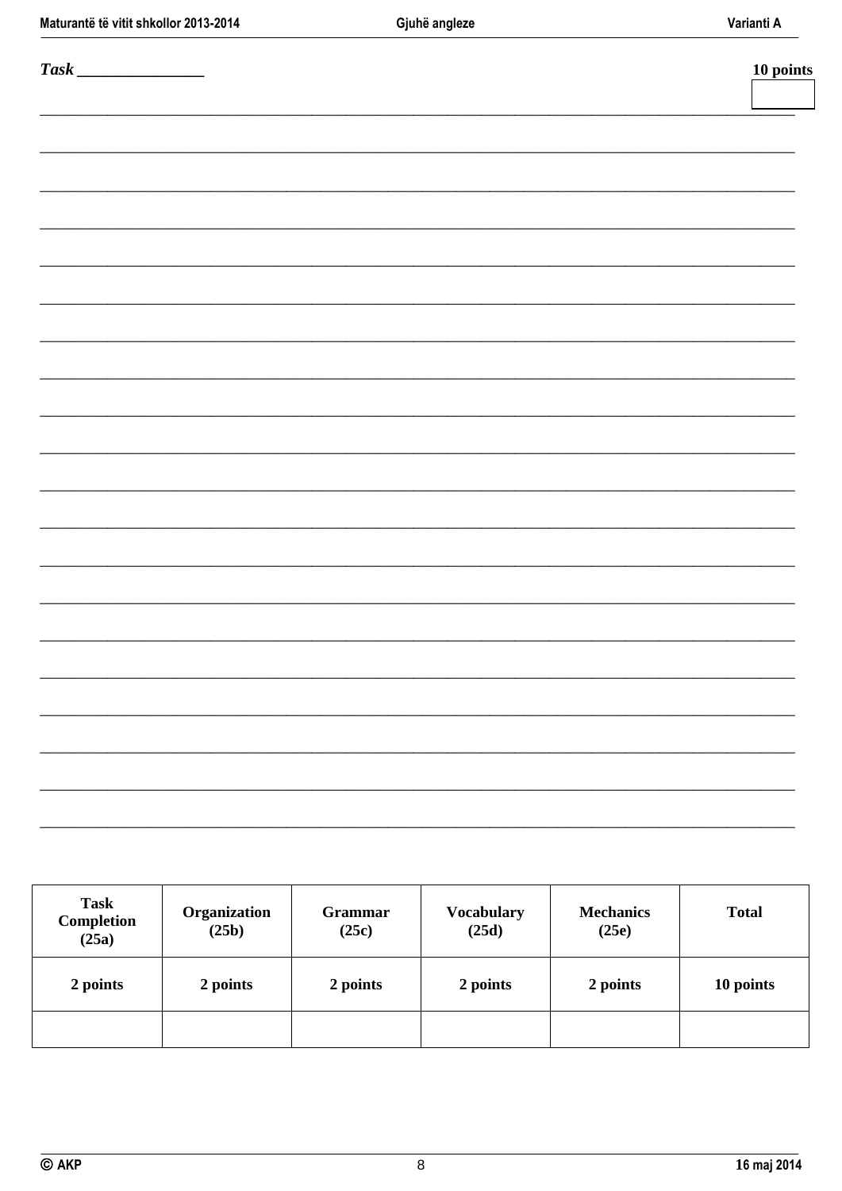*Task* _______________ **10 points**

| Task Completion (25a) | Organization (25b) | Grammar (25c) | Vocabulary (25d) | Mechanics (25e) | Total |
|---|---|---|---|---|---|
| 2 points | 2 points | 2 points | 2 points | 2 points | 10 points |
| | | | | | |